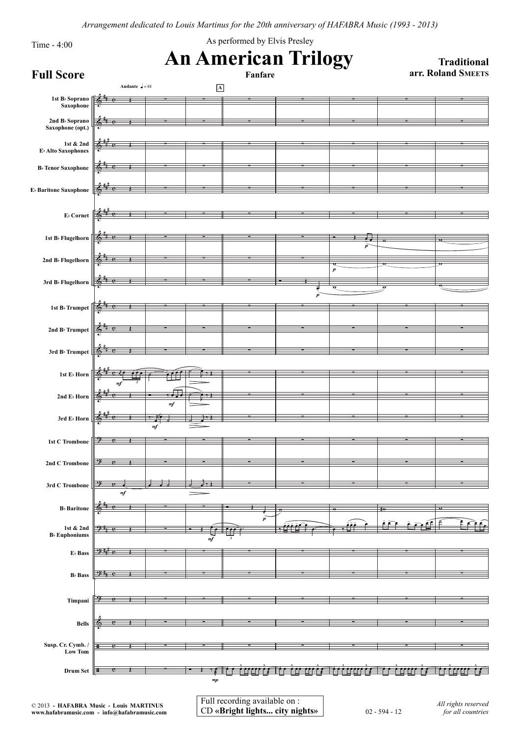*Arrangement dedicated to Louis Martinus for the 20th anniversary of HAFABRA Music (1993 - 2013)*

Time - 4:00

As performed by Elvis Presley

# An American Trilogy

**Fanfare**

**Traditional**
**arr. Roland SMEETS**

**Full Score**

Andante ♩= 88

A

1st B♭ Soprano Saxophone
2nd B♭ Soprano Saxophone (opt.)
1st & 2nd E♭ Alto Saxophones
B♭ Tenor Saxophone
E♭ Baritone Saxophone
E♭ Cornet
1st B♭ Flugelhorn
2nd B♭ Flugelhorn
3rd B♭ Flugelhorn
1st B♭ Trumpet
2nd B♭ Trumpet
3rd B♭ Trumpet
1st E♭ Horn
2nd E♭ Horn
3rd E♭ Horn
1st C Trombone
2nd C Trombone
3rd C Trombone
B♭ Baritone
1st & 2nd B♭ Euphoniums
E♭ Bass
B♭ Bass
Timpani
Bells
Susp. Cr. Cymb. / Low Tom
Drum Set

© 2013 - **HAFABRA Music - Louis MARTINUS**
**www.hafabramusic.com - info@hafabramusic.com**

Full recording available on :
CD **«Bright lights... city nights»**

02 - 594 - 12

*All rights reserved for all countries*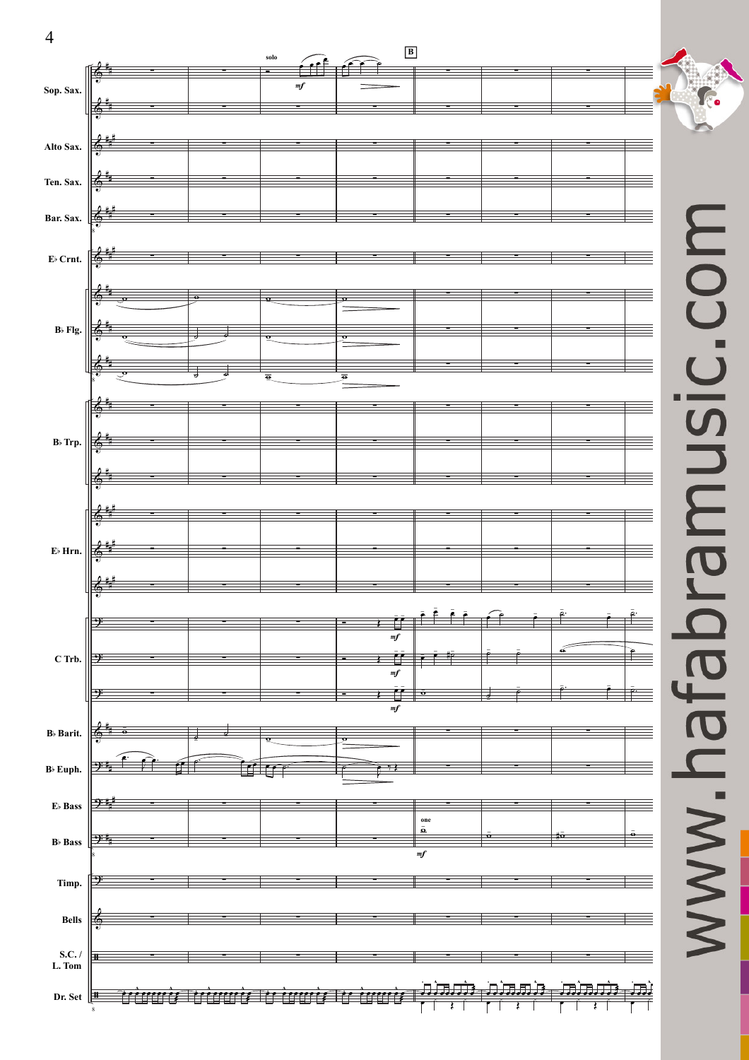Sop. Sax.

Alto Sax.

Ten. Sax.

Bar. Sax.

E♭ Crnt.

B♭ Flg.

B♭ Trp.

E♭ Hrn.

C Trb.

B♭ Barit.

B♭ Euph.

E♭ Bass

B♭ Bass

Timp.

Bells

S.C. / L. Tom

Dr. Set

solo

B

one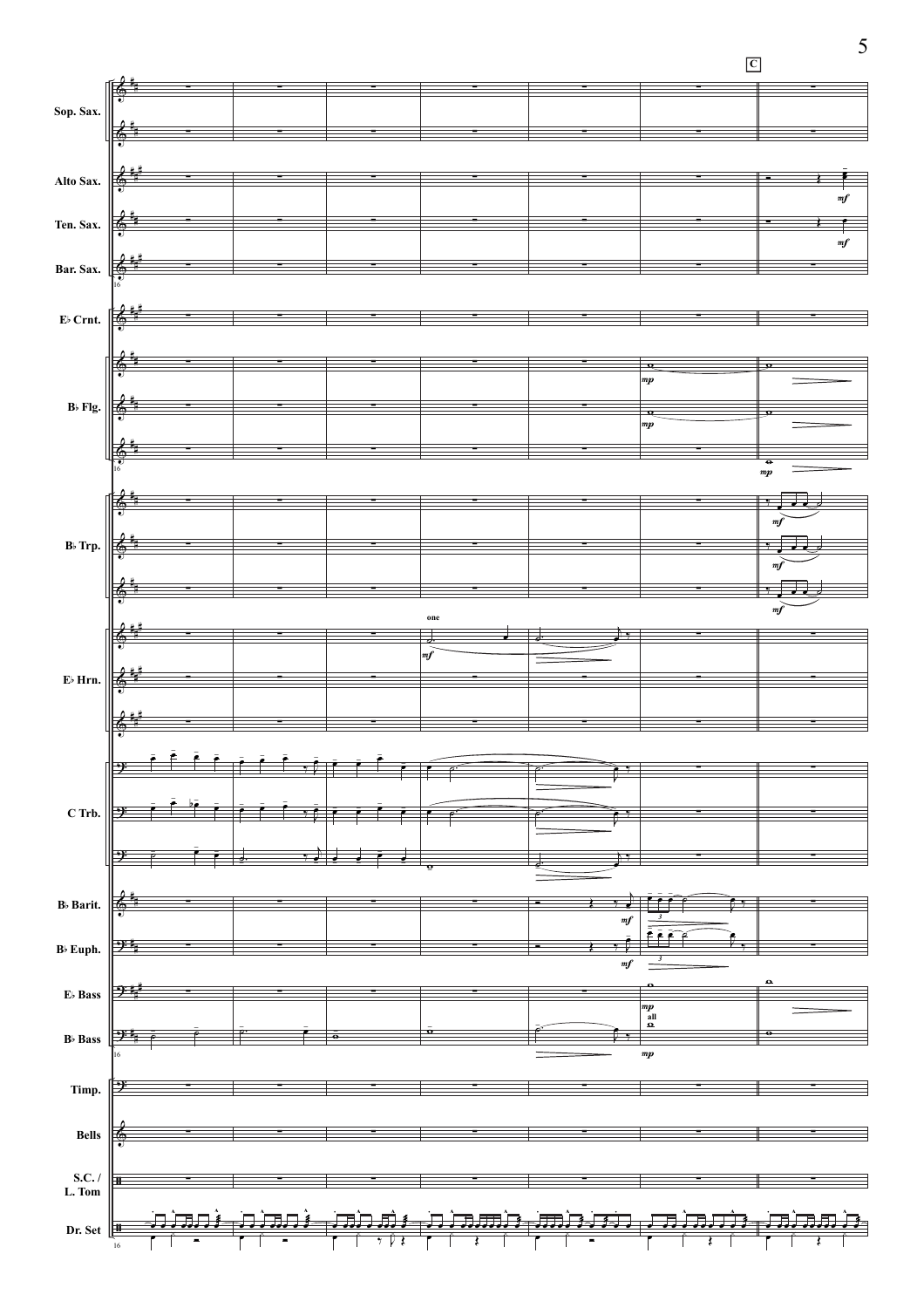C

Sop. Sax.

Alto Sax.

Ten. Sax.

Bar. Sax.

E♭ Crnt.

B♭ Flg.

B♭ Trp.

E♭ Hrn.

C Trb.

B♭ Barit.

B♭ Euph.

E♭ Bass

B♭ Bass

Timp.

Bells

S.C. / L. Tom

Dr. Set

one

all

*mf*

*mp*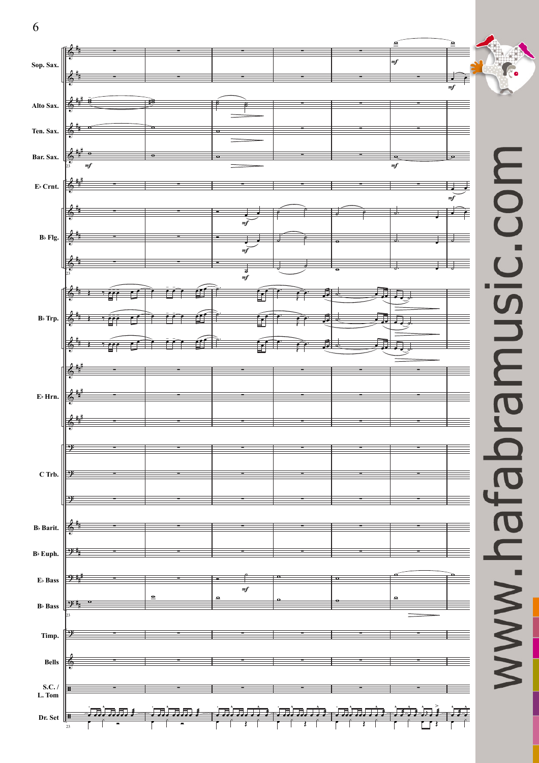Sop. Sax.

Alto Sax.

Ten. Sax.

Bar. Sax.

E♭ Crnt.

B♭ Flg.

B♭ Trp.

E♭ Hrn.

C Trb.

B♭ Barit.

B♭ Euph.

E♭ Bass

B♭ Bass

Timp.

Bells

S.C. / L. Tom

Dr. Set

www.hafabramusic.com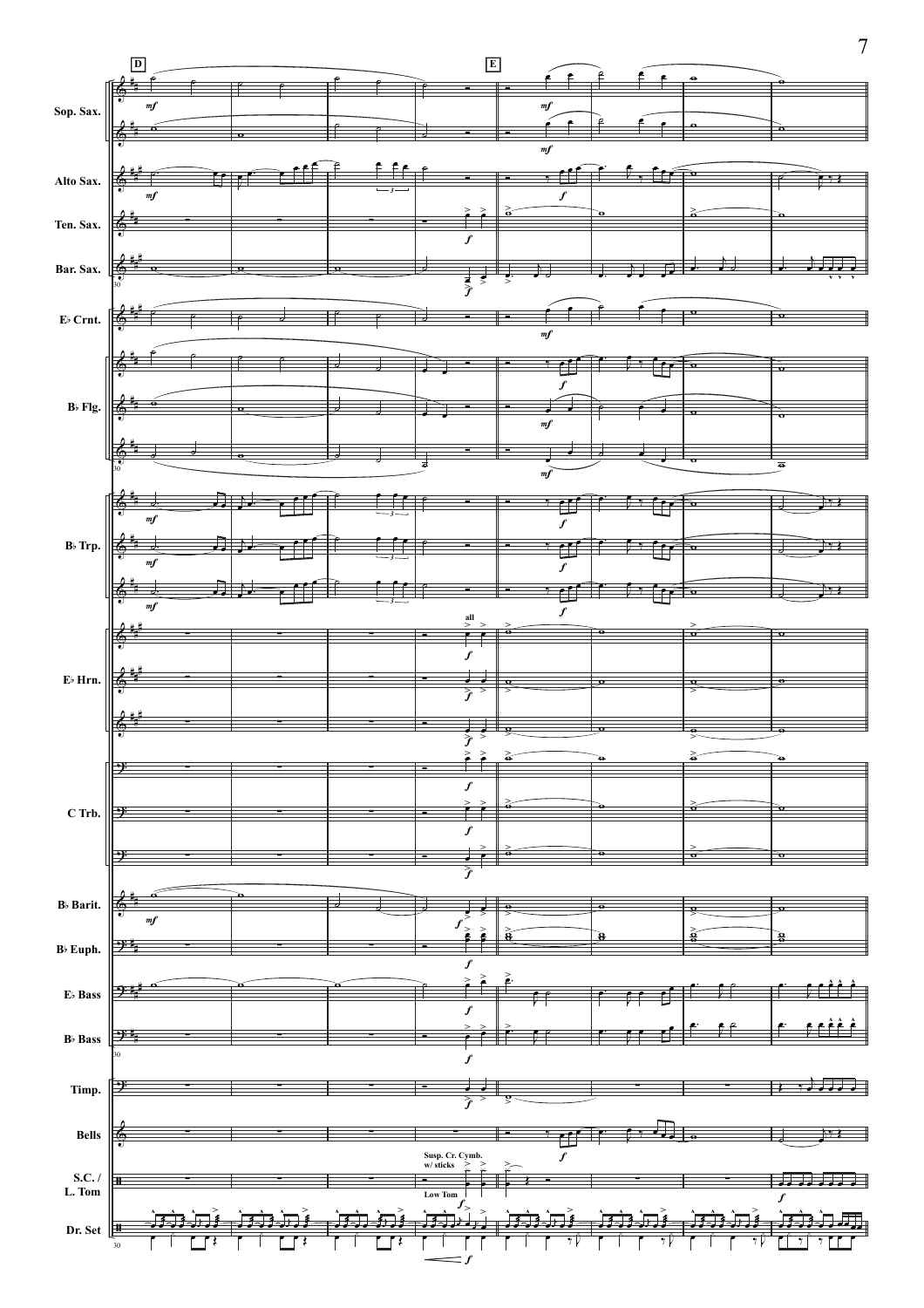D

E

Sop. Sax.

Alto Sax.

Ten. Sax.

Bar. Sax.

E♭ Crnt.

B♭ Flg.

B♭ Trp.

E♭ Hrn.

C Trb.

B♭ Barit.

B♭ Euph.

E♭ Bass

B♭ Bass

Timp.

Bells

S.C. / L. Tom

Dr. Set

all

Susp. Cr. Cymb. w/ sticks

Low Tom

*mf* *f*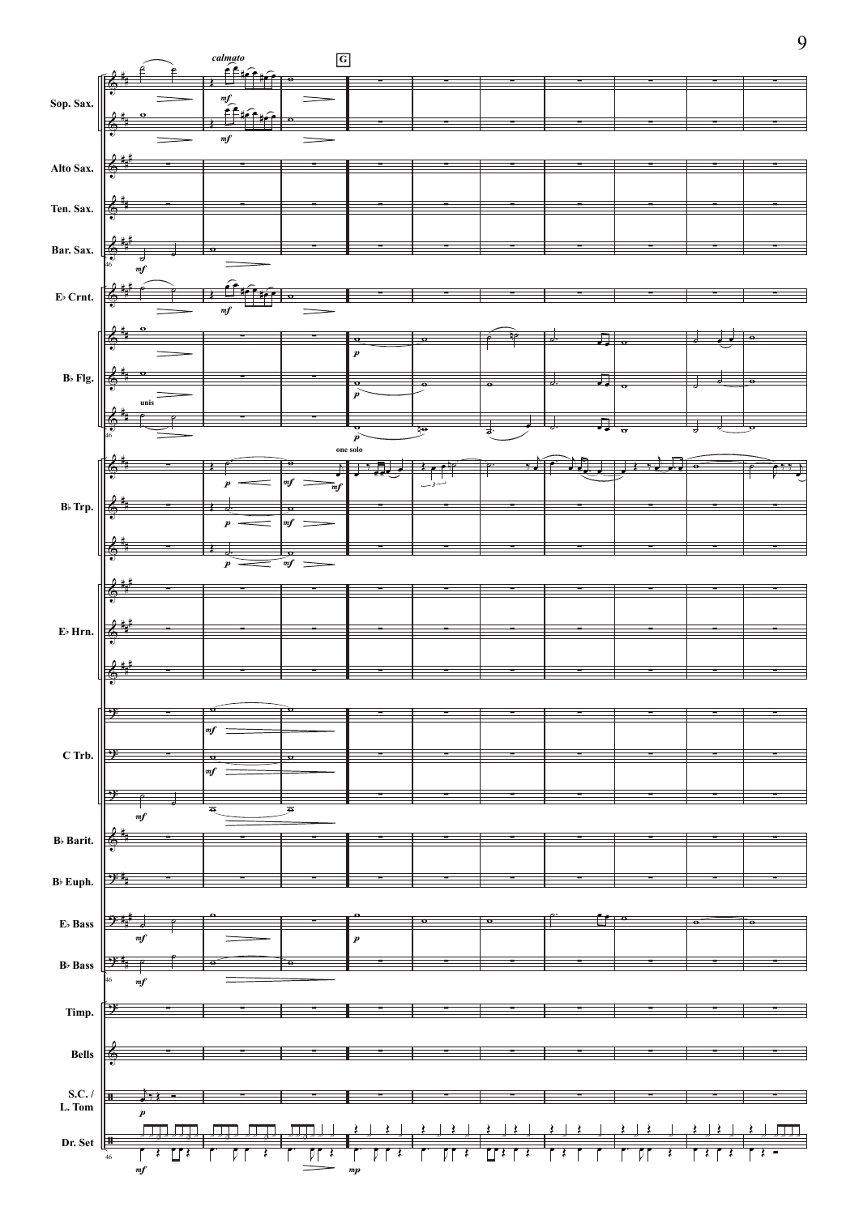calmato

G

Sop. Sax.

Alto Sax.

Ten. Sax.

Bar. Sax.

E♭ Crnt.

B♭ Flg.

unis

one solo

B♭ Trp.

E♭ Hrn.

C Trb.

B♭ Barit.

B♭ Euph.

E♭ Bass

B♭ Bass

Timp.

Bells

S.C. / L. Tom

Dr. Set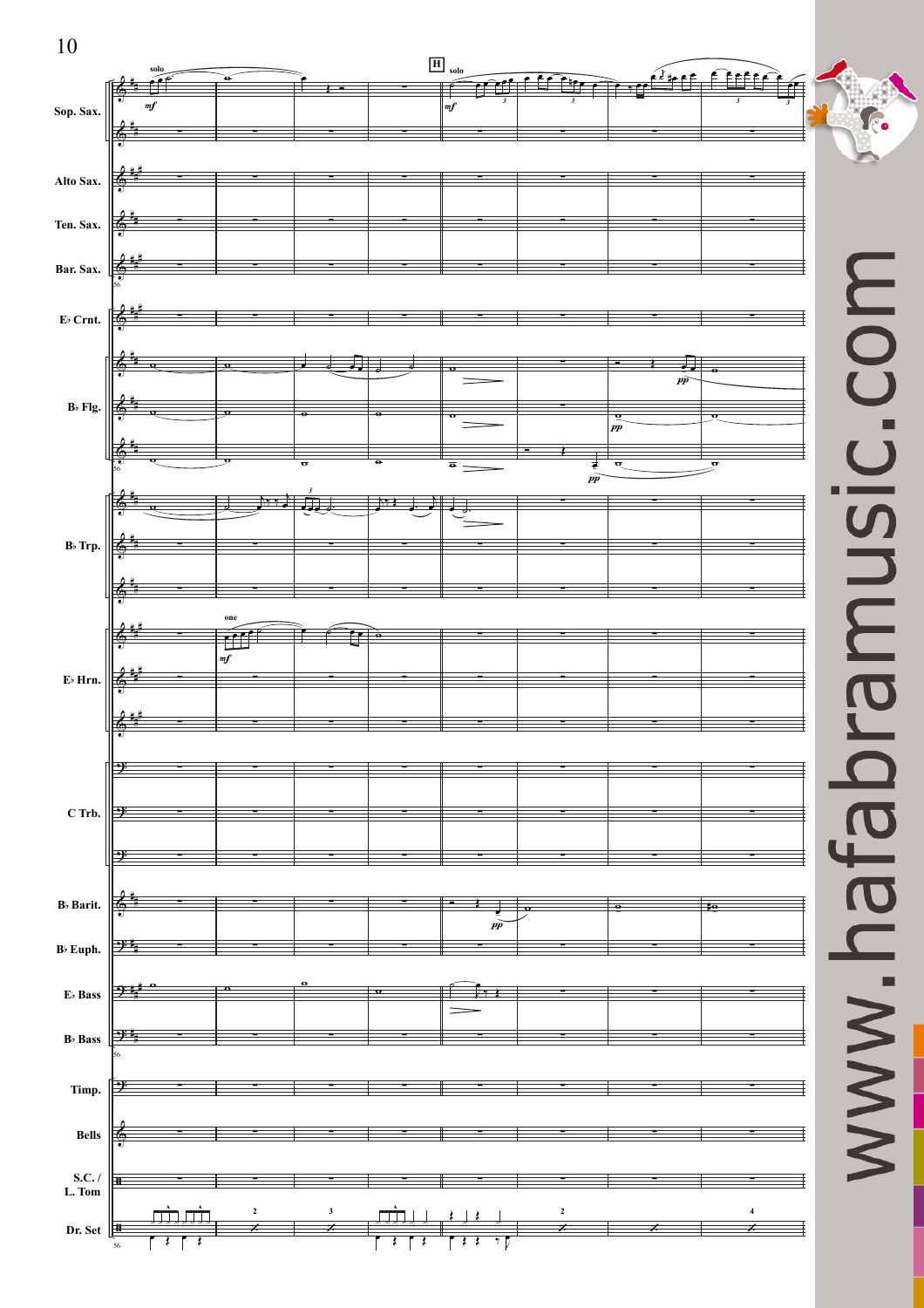Sop. Sax.

Alto Sax.

Ten. Sax.

Bar. Sax.

E♭ Crnt.

B♭ Flg.

B♭ Trp.

E♭ Hrn.

C Trb.

B♭ Barit.

B♭ Euph.

E♭ Bass

B♭ Bass

Timp.

Bells

S.C. / L. Tom

Dr. Set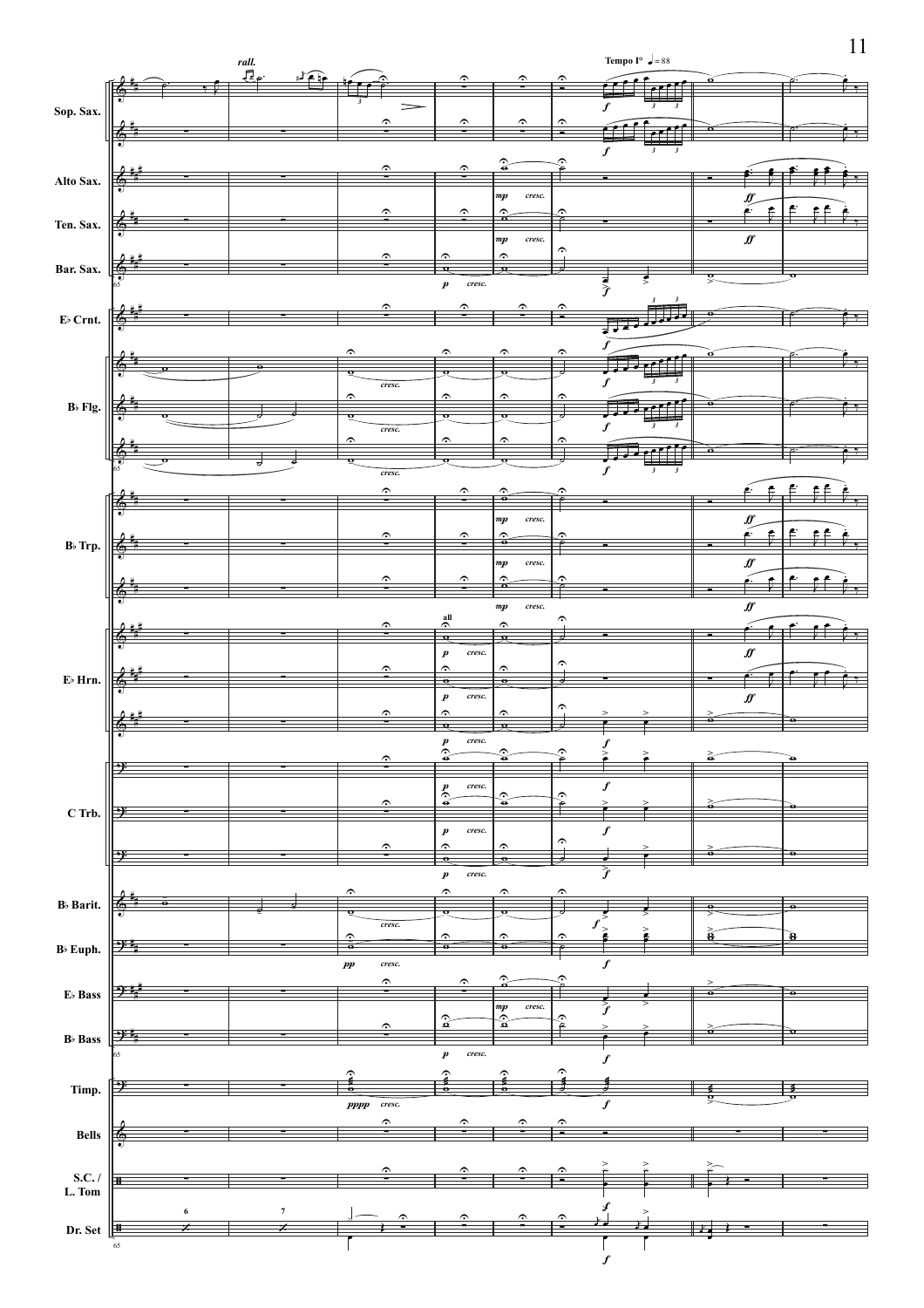*rall.*

**Tempo I°** ♩ = 88

Sop. Sax.

Alto Sax.

Ten. Sax.

Bar. Sax.

E♭ Crnt.

B♭ Flg.

B♭ Trp.

E♭ Hrn.

C Trb.

B♭ Barit.

B♭ Euph.

E♭ Bass

B♭ Bass

Timp.

Bells

S.C. / L. Tom

Dr. Set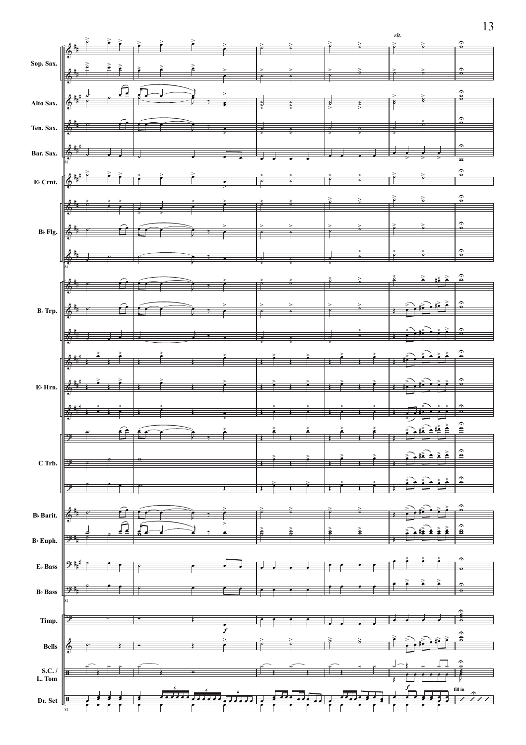rit.

Sop. Sax.

Alto Sax.

Ten. Sax.

Bar. Sax.

E♭ Crnt.

B♭ Flg.

B♭ Trp.

E♭ Hrn.

C Trb.

B♭ Barit.

B♭ Euph.

E♭ Bass

B♭ Bass

Timp.

Bells

S.C. / L. Tom

Dr. Set

fill in